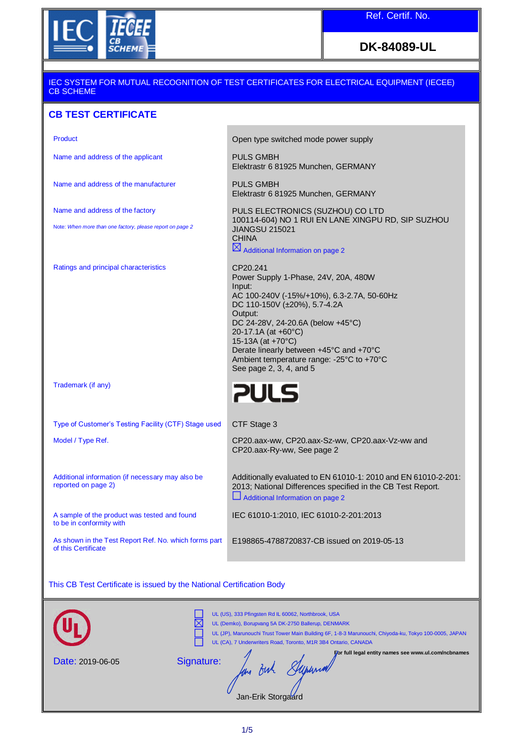Ref. Certif. No.

**DK-84089-UL**

IEC SYSTEM FOR MUTUAL RECOGNITION OF TEST CERTIFICATES FOR ELECTRICAL EQUIPMENT (IECEE) CB SCHEME

# CB TEST CERTIFICATE

| | |
|---|---|
| Product | Open type switched mode power supply |
| Name and address of the applicant | PULS GMBH<br>Elektrastr 6 81925 Munchen, GERMANY |
| Name and address of the manufacturer | PULS GMBH<br>Elektrastr 6 81925 Munchen, GERMANY |
| Name and address of the factory<br>*Note: When more than one factory, please report on page 2* | PULS ELECTRONICS (SUZHOU) CO LTD<br>100114-604) NO 1 RUI EN LANE XINGPU RD, SIP SUZHOU JIANGSU 215021<br>CHINA<br>☒ Additional Information on page 2 |
| Ratings and principal characteristics | CP20.241<br>Power Supply 1-Phase, 24V, 20A, 480W<br>Input:<br>AC 100-240V (-15%/+10%), 6.3-2.7A, 50-60Hz<br>DC 110-150V (±20%), 5.7-4.2A<br>Output:<br>DC 24-28V, 24-20.6A (below +45°C)<br>20-17.1A (at +60°C)<br>15-13A (at +70°C)<br>Derate linearly between +45°C and +70°C<br>Ambient temperature range: -25°C to +70°C<br>See page 2, 3, 4, and 5 |
| Trademark (if any) | PULS |
| Type of Customer's Testing Facility (CTF) Stage used | CTF Stage 3 |
| Model / Type Ref. | CP20.aax-ww, CP20.aax-Sz-ww, CP20.aax-Vz-ww and CP20.aax-Ry-ww, See page 2 |
| Additional information (if necessary may also be reported on page 2) | Additionally evaluated to EN 61010-1: 2010 and EN 61010-2-201: 2013; National Differences specified in the CB Test Report.<br>☐ Additional Information on page 2 |
| A sample of the product was tested and found to be in conformity with | IEC 61010-1:2010, IEC 61010-2-201:2013 |
| As shown in the Test Report Ref. No. which forms part of this Certificate | E198865-4788720837-CB issued on 2019-05-13 |

This CB Test Certificate is issued by the National Certification Body

- ☐ UL (US), 333 Pfingsten Rd IL 60062, Northbrook, USA
- ☒ UL (Demko), Borupvang 5A DK-2750 Ballerup, DENMARK
- ☐ UL (JP), Marunouchi Trust Tower Main Building 6F, 1-8-3 Marunouchi, Chiyoda-ku, Tokyo 100-0005, JAPAN
- ☐ UL (CA), 7 Underwriters Road, Toronto, M1R 3B4 Ontario, CANADA

For full legal entity names see www.ul.com/ncbnames

Date: 2019-06-05

Signature:

Jan-Erik Storgaard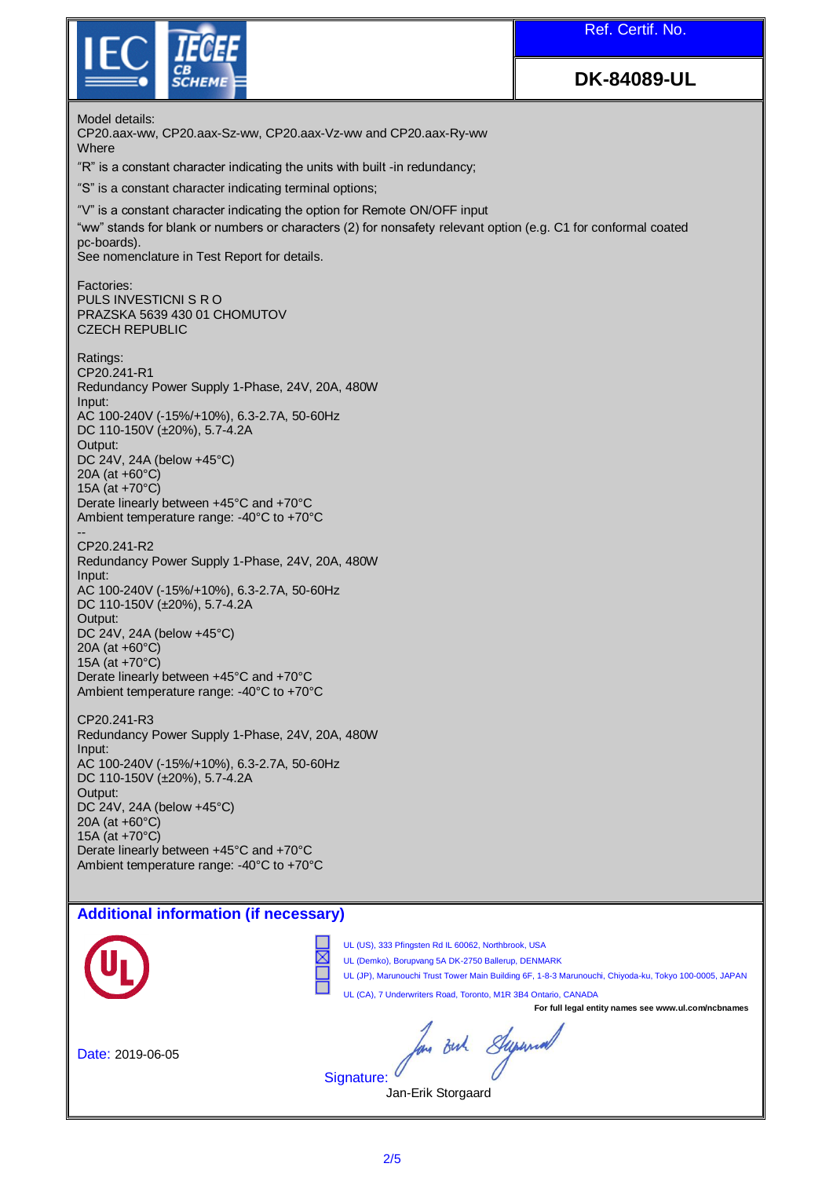Ref. Certif. No.

**DK-84089-UL**

Model details:
CP20.aax-ww, CP20.aax-Sz-ww, CP20.aax-Vz-ww and CP20.aax-Ry-ww
Where

"R" is a constant character indicating the units with built -in redundancy;

"S" is a constant character indicating terminal options;

"V" is a constant character indicating the option for Remote ON/OFF input
"ww" stands for blank or numbers or characters (2) for nonsafety relevant option (e.g. C1 for conformal coated pc-boards).
See nomenclature in Test Report for details.

Factories:
PULS INVESTICNI S R O
PRAZSKA 5639 430 01 CHOMUTOV
CZECH REPUBLIC

Ratings:
CP20.241-R1
Redundancy Power Supply 1-Phase, 24V, 20A, 480W
Input:
AC 100-240V (-15%/+10%), 6.3-2.7A, 50-60Hz
DC 110-150V (±20%), 5.7-4.2A
Output:
DC 24V, 24A (below +45°C)
20A (at +60°C)
15A (at +70°C)
Derate linearly between +45°C and +70°C
Ambient temperature range: -40°C to +70°C
--
CP20.241-R2
Redundancy Power Supply 1-Phase, 24V, 20A, 480W
Input:
AC 100-240V (-15%/+10%), 6.3-2.7A, 50-60Hz
DC 110-150V (±20%), 5.7-4.2A
Output:
DC 24V, 24A (below +45°C)
20A (at +60°C)
15A (at +70°C)
Derate linearly between +45°C and +70°C
Ambient temperature range: -40°C to +70°C

CP20.241-R3
Redundancy Power Supply 1-Phase, 24V, 20A, 480W
Input:
AC 100-240V (-15%/+10%), 6.3-2.7A, 50-60Hz
DC 110-150V (±20%), 5.7-4.2A
Output:
DC 24V, 24A (below +45°C)
20A (at +60°C)
15A (at +70°C)
Derate linearly between +45°C and +70°C
Ambient temperature range: -40°C to +70°C

## Additional information (if necessary)

- [ ] UL (US), 333 Pfingsten Rd IL 60062, Northbrook, USA
- [x] UL (Demko), Borupvang 5A DK-2750 Ballerup, DENMARK
- [ ] UL (JP), Marunouchi Trust Tower Main Building 6F, 1-8-3 Marunouchi, Chiyoda-ku, Tokyo 100-0005, JAPAN
- [ ] UL (CA), 7 Underwriters Road, Toronto, M1R 3B4 Ontario, CANADA

**For full legal entity names see www.ul.com/ncbnames**

Date: 2019-06-05

Signature:
Jan-Erik Storgaard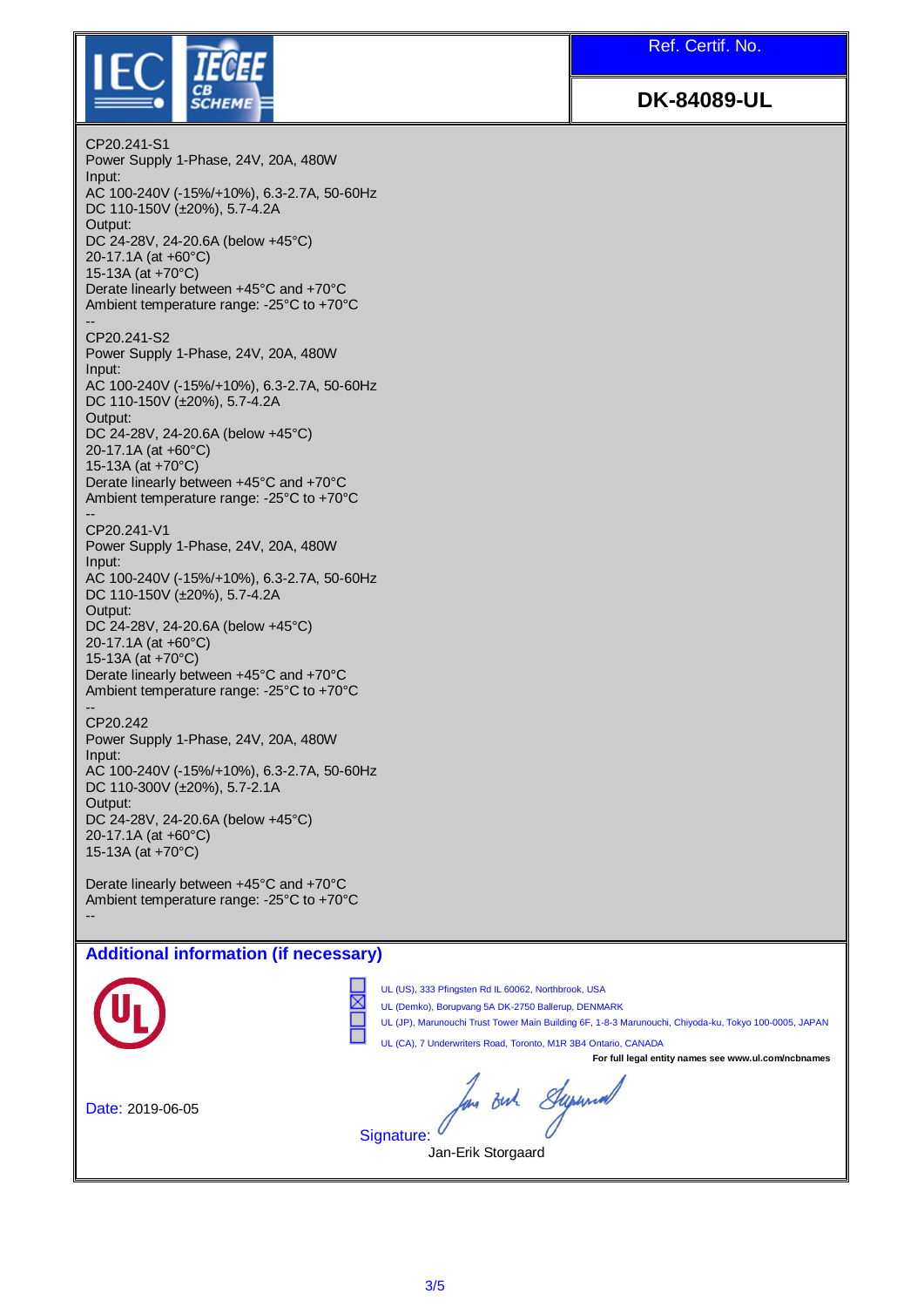IEC IECEE CB SCHEME

**Ref. Certif. No.**

**DK-84089-UL**

CP20.241-S1
Power Supply 1-Phase, 24V, 20A, 480W
Input:
AC 100-240V (-15%/+10%), 6.3-2.7A, 50-60Hz
DC 110-150V (±20%), 5.7-4.2A
Output:
DC 24-28V, 24-20.6A (below +45°C)
20-17.1A (at +60°C)
15-13A (at +70°C)
Derate linearly between +45°C and +70°C
Ambient temperature range: -25°C to +70°C
--
CP20.241-S2
Power Supply 1-Phase, 24V, 20A, 480W
Input:
AC 100-240V (-15%/+10%), 6.3-2.7A, 50-60Hz
DC 110-150V (±20%), 5.7-4.2A
Output:
DC 24-28V, 24-20.6A (below +45°C)
20-17.1A (at +60°C)
15-13A (at +70°C)
Derate linearly between +45°C and +70°C
Ambient temperature range: -25°C to +70°C
--
CP20.241-V1
Power Supply 1-Phase, 24V, 20A, 480W
Input:
AC 100-240V (-15%/+10%), 6.3-2.7A, 50-60Hz
DC 110-150V (±20%), 5.7-4.2A
Output:
DC 24-28V, 24-20.6A (below +45°C)
20-17.1A (at +60°C)
15-13A (at +70°C)
Derate linearly between +45°C and +70°C
Ambient temperature range: -25°C to +70°C
--
CP20.242
Power Supply 1-Phase, 24V, 20A, 480W
Input:
AC 100-240V (-15%/+10%), 6.3-2.7A, 50-60Hz
DC 110-300V (±20%), 5.7-2.1A
Output:
DC 24-28V, 24-20.6A (below +45°C)
20-17.1A (at +60°C)
15-13A (at +70°C)

Derate linearly between +45°C and +70°C
Ambient temperature range: -25°C to +70°C
--

## Additional information (if necessary)

- ☐ UL (US), 333 Pfingsten Rd IL 60062, Northbrook, USA
- ☒ UL (Demko), Borupvang 5A DK-2750 Ballerup, DENMARK
- ☐ UL (JP), Marunouchi Trust Tower Main Building 6F, 1-8-3 Marunouchi, Chiyoda-ku, Tokyo 100-0005, JAPAN
- ☐ UL (CA), 7 Underwriters Road, Toronto, M1R 3B4 Ontario, CANADA

**For full legal entity names see www.ul.com/ncbnames**

Date: 2019-06-05

Signature:
Jan-Erik Storgaard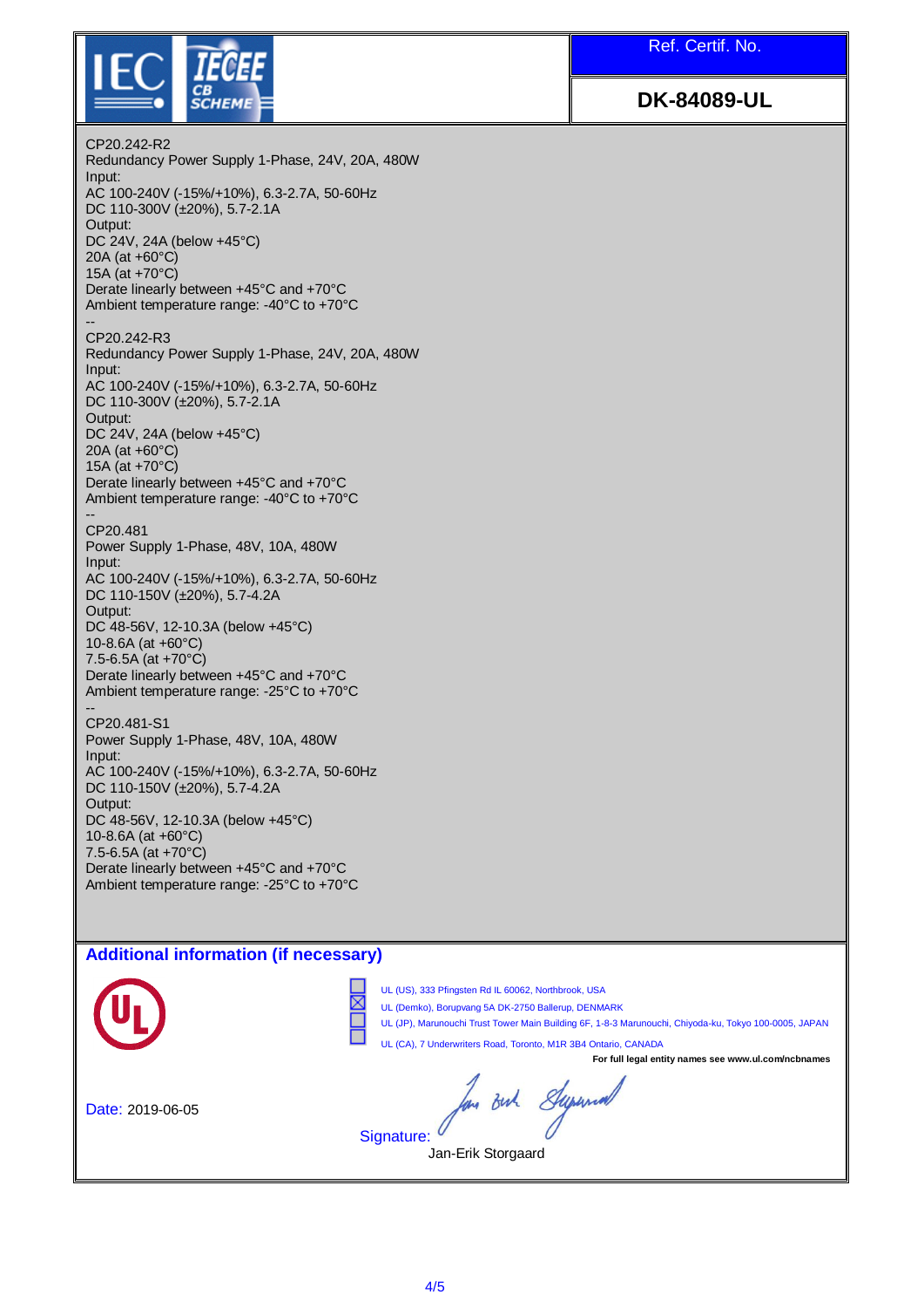IEC IECEE CB SCHEME

| Ref. Certif. No. |
| --- |
| **DK-84089-UL** |

CP20.242-R2
Redundancy Power Supply 1-Phase, 24V, 20A, 480W
Input:
AC 100-240V (-15%/+10%), 6.3-2.7A, 50-60Hz
DC 110-300V (±20%), 5.7-2.1A
Output:
DC 24V, 24A (below +45°C)
20A (at +60°C)
15A (at +70°C)
Derate linearly between +45°C and +70°C
Ambient temperature range: -40°C to +70°C
--
CP20.242-R3
Redundancy Power Supply 1-Phase, 24V, 20A, 480W
Input:
AC 100-240V (-15%/+10%), 6.3-2.7A, 50-60Hz
DC 110-300V (±20%), 5.7-2.1A
Output:
DC 24V, 24A (below +45°C)
20A (at +60°C)
15A (at +70°C)
Derate linearly between +45°C and +70°C
Ambient temperature range: -40°C to +70°C
--
CP20.481
Power Supply 1-Phase, 48V, 10A, 480W
Input:
AC 100-240V (-15%/+10%), 6.3-2.7A, 50-60Hz
DC 110-150V (±20%), 5.7-4.2A
Output:
DC 48-56V, 12-10.3A (below +45°C)
10-8.6A (at +60°C)
7.5-6.5A (at +70°C)
Derate linearly between +45°C and +70°C
Ambient temperature range: -25°C to +70°C
--
CP20.481-S1
Power Supply 1-Phase, 48V, 10A, 480W
Input:
AC 100-240V (-15%/+10%), 6.3-2.7A, 50-60Hz
DC 110-150V (±20%), 5.7-4.2A
Output:
DC 48-56V, 12-10.3A (below +45°C)
10-8.6A (at +60°C)
7.5-6.5A (at +70°C)
Derate linearly between +45°C and +70°C
Ambient temperature range: -25°C to +70°C

## Additional information (if necessary)

- ☐ UL (US), 333 Pfingsten Rd IL 60062, Northbrook, USA
- ☒ UL (Demko), Borupvang 5A DK-2750 Ballerup, DENMARK
- ☐ UL (JP), Marunouchi Trust Tower Main Building 6F, 1-8-3 Marunouchi, Chiyoda-ku, Tokyo 100-0005, JAPAN
- ☐ UL (CA), 7 Underwriters Road, Toronto, M1R 3B4 Ontario, CANADA

**For full legal entity names see www.ul.com/ncbnames**

Date: 2019-06-05

Signature:
Jan-Erik Storgaard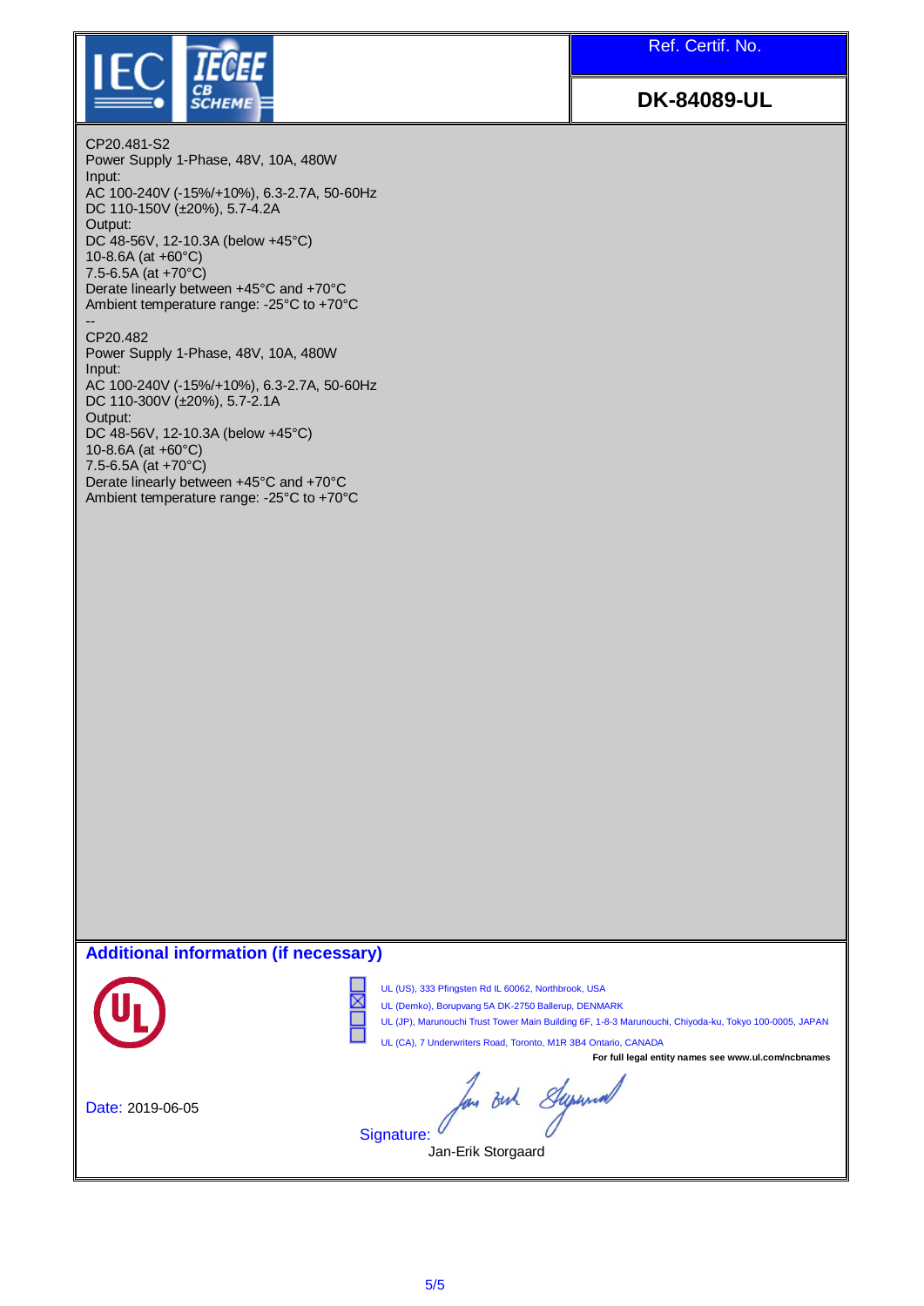Ref. Certif. No.

**DK-84089-UL**

CP20.481-S2
Power Supply 1-Phase, 48V, 10A, 480W
Input:
AC 100-240V (-15%/+10%), 6.3-2.7A, 50-60Hz
DC 110-150V (±20%), 5.7-4.2A
Output:
DC 48-56V, 12-10.3A (below +45°C)
10-8.6A (at +60°C)
7.5-6.5A (at +70°C)
Derate linearly between +45°C and +70°C
Ambient temperature range: -25°C to +70°C

--

CP20.482
Power Supply 1-Phase, 48V, 10A, 480W
Input:
AC 100-240V (-15%/+10%), 6.3-2.7A, 50-60Hz
DC 110-300V (±20%), 5.7-2.1A
Output:
DC 48-56V, 12-10.3A (below +45°C)
10-8.6A (at +60°C)
7.5-6.5A (at +70°C)
Derate linearly between +45°C and +70°C
Ambient temperature range: -25°C to +70°C

## Additional information (if necessary)

- ☐ UL (US), 333 Pfingsten Rd IL 60062, Northbrook, USA
- ☒ UL (Demko), Borupvang 5A DK-2750 Ballerup, DENMARK
- ☐ UL (JP), Marunouchi Trust Tower Main Building 6F, 1-8-3 Marunouchi, Chiyoda-ku, Tokyo 100-0005, JAPAN
- ☐ UL (CA), 7 Underwriters Road, Toronto, M1R 3B4 Ontario, CANADA

**For full legal entity names see www.ul.com/ncbnames**

Date: 2019-06-05

Signature:
Jan-Erik Storgaard